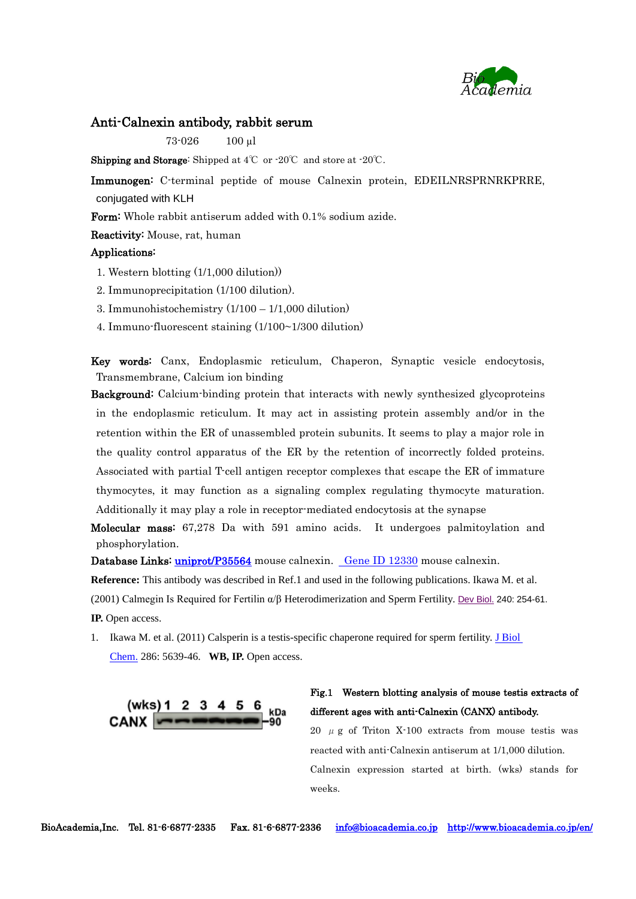# Anti-Calnexin antibody, rabbit serum

73-026 100 µl

**Shipping and Storage**: Shipped at 4℃ or -20℃ and store at -20℃.

**Immunogen:** C-terminal peptide of mouse Calnexin protein, EDEILNRSPRNRKPRRE, conjugated with KLH

**Form:** Whole rabbit antiserum added with 0.1% sodium azide.

**Reactivity:** Mouse, rat, human

**Applications:**

1. Western blotting (1/1,000 dilution))
2. Immunoprecipitation (1/100 dilution).
3. Immunohistochemistry (1/100 – 1/1,000 dilution)
4. Immuno-fluorescent staining (1/100~1/300 dilution)

**Key words:** Canx, Endoplasmic reticulum, Chaperon, Synaptic vesicle endocytosis, Transmembrane, Calcium ion binding

**Background:** Calcium-binding protein that interacts with newly synthesized glycoproteins in the endoplasmic reticulum. It may act in assisting protein assembly and/or in the retention within the ER of unassembled protein subunits. It seems to play a major role in the quality control apparatus of the ER by the retention of incorrectly folded proteins. Associated with partial T-cell antigen receptor complexes that escape the ER of immature thymocytes, it may function as a signaling complex regulating thymocyte maturation. Additionally it may play a role in receptor-mediated endocytosis at the synapse

**Molecular mass:** 67,278 Da with 591 amino acids. It undergoes palmitoylation and phosphorylation.

**Database Links:** **uniprot/P35564** mouse calnexin. Gene ID 12330 mouse calnexin.

**Reference:** This antibody was described in Ref.1 and used in the following publications. Ikawa M. et al. (2001) Calmegin Is Required for Fertilin α/β Heterodimerization and Sperm Fertility. Dev Biol. 240: 254-61. **IP.** Open access.

1. Ikawa M. et al. (2011) Calsperin is a testis-specific chaperone required for sperm fertility. J Biol Chem. 286: 5639-46. **WB, IP.** Open access.

**Fig.1 Western blotting analysis of mouse testis extracts of different ages with anti-Calnexin (CANX) antibody.**

20 µg of Triton X-100 extracts from mouse testis was reacted with anti-Calnexin antiserum at 1/1,000 dilution. Calnexin expression started at birth. (wks) stands for weeks.

BioAcademia,Inc. Tel. 81-6-6877-2335 Fax. 81-6-6877-2336 info@bioacademia.co.jp http://www.bioacademia.co.jp/en/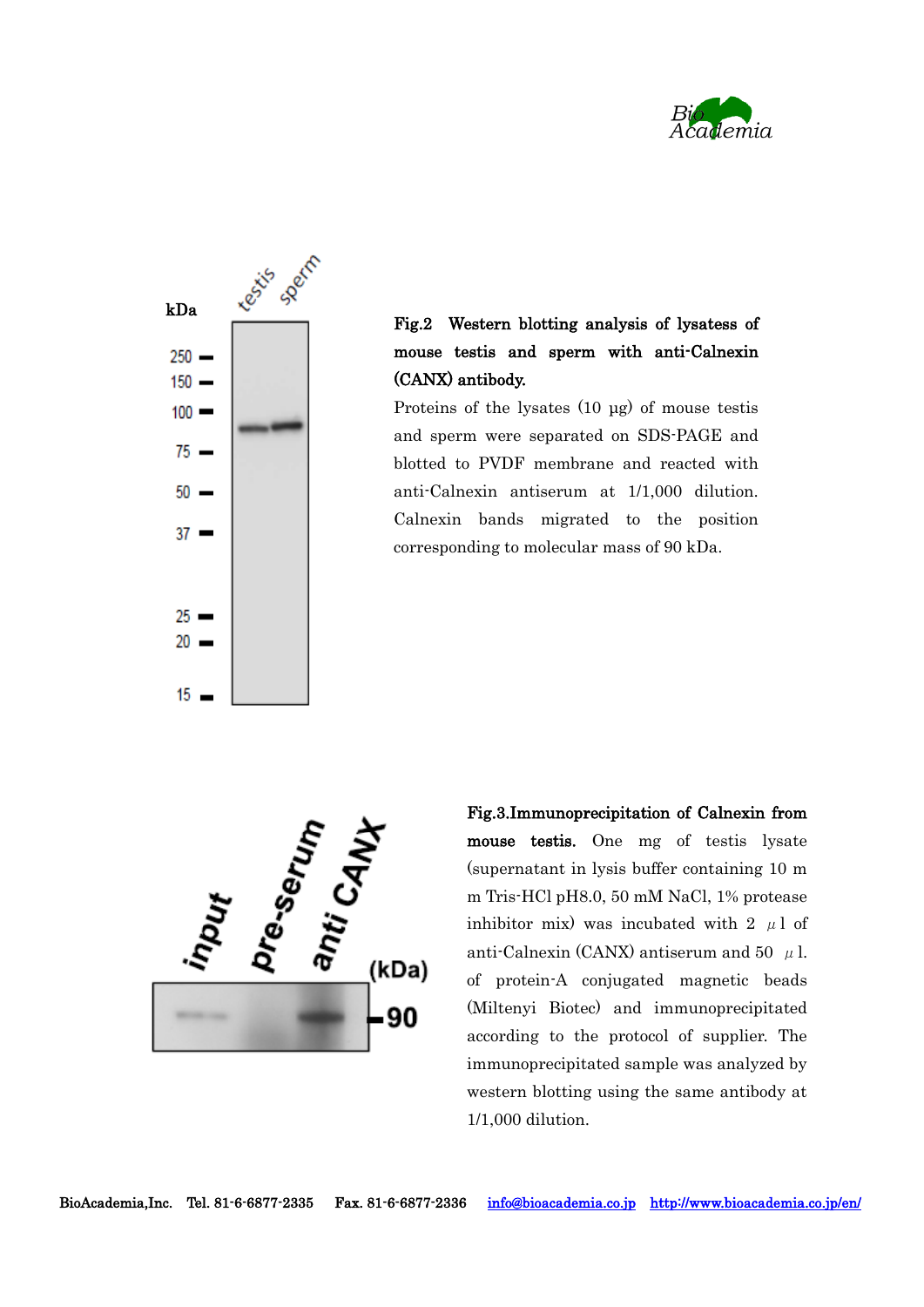**Fig.2 Western blotting analysis of lysatess of mouse testis and sperm with anti-Calnexin (CANX) antibody.**

Proteins of the lysates (10 μg) of mouse testis and sperm were separated on SDS-PAGE and blotted to PVDF membrane and reacted with anti-Calnexin antiserum at 1/1,000 dilution. Calnexin bands migrated to the position corresponding to molecular mass of 90 kDa.

**Fig.3.Immunoprecipitation of Calnexin from mouse testis.** One mg of testis lysate (supernatant in lysis buffer containing 10 m m Tris-HCl pH8.0, 50 mM NaCl, 1% protease inhibitor mix) was incubated with 2 μl of anti-Calnexin (CANX) antiserum and 50 μl. of protein-A conjugated magnetic beads (Miltenyi Biotec) and immunoprecipitated according to the protocol of supplier. The immunoprecipitated sample was analyzed by western blotting using the same antibody at 1/1,000 dilution.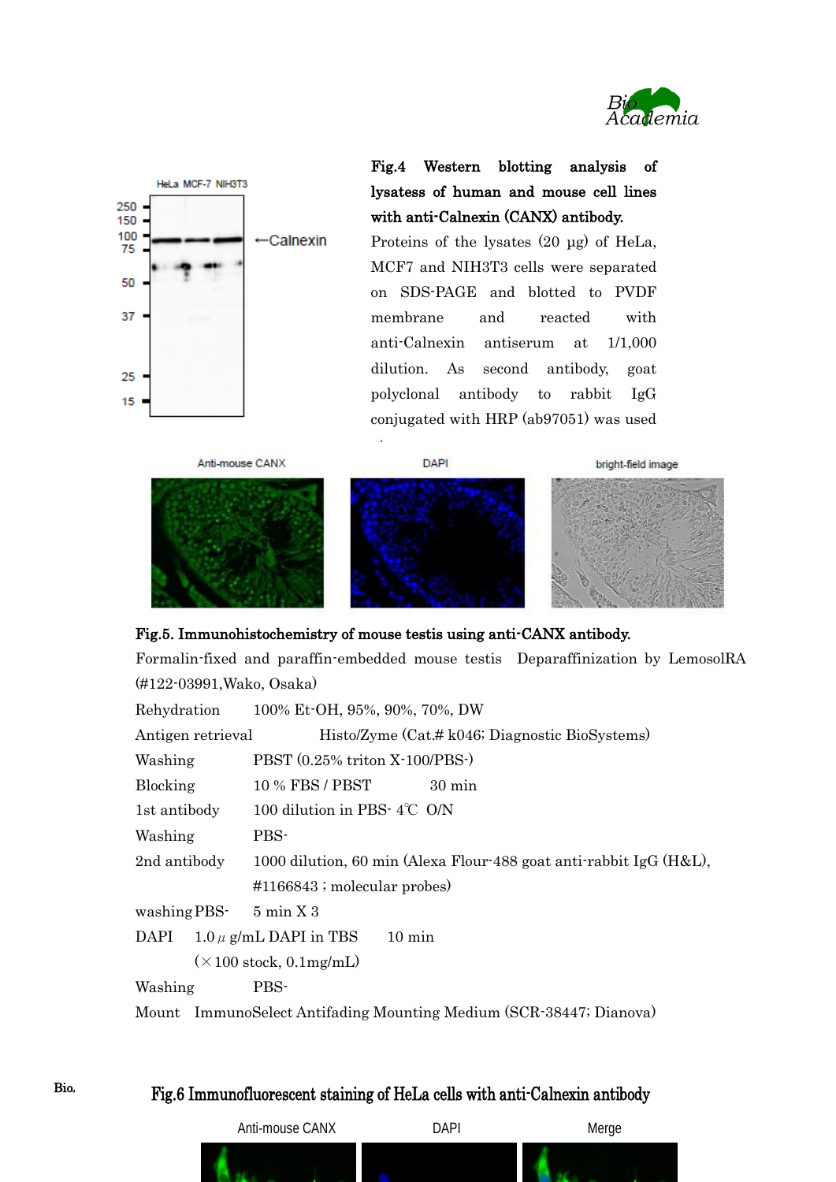HeLa MCF-7 NIH3T3

250
150
100
75
50
37
25
15

←Calnexin

**Fig.4 Western blotting analysis of lysatess of human and mouse cell lines with anti-Calnexin (CANX) antibody.**

Proteins of the lysates (20 μg) of HeLa, MCF7 and NIH3T3 cells were separated on SDS-PAGE and blotted to PVDF membrane and reacted with anti-Calnexin antiserum at 1/1,000 dilution. As second antibody, goat polyclonal antibody to rabbit IgG conjugated with HRP (ab97051) was used

Anti-mouse CANX

DAPI

bright-field image

**Fig.5. Immunohistochemistry of mouse testis using anti-CANX antibody.**

Formalin-fixed and paraffin-embedded mouse testis Deparaffinization by LemosolRA (#122-03991,Wako, Osaka)

| | |
|---|---|
| Rehydration | 100% Et-OH, 95%, 90%, 70%, DW |
| Antigen retrieval | Histo/Zyme (Cat.# k046; Diagnostic BioSystems) |
| Washing | PBST (0.25% triton X-100/PBS-) |
| Blocking | 10 % FBS / PBST 30 min |
| 1st antibody | 100 dilution in PBS- 4℃ O/N |
| Washing | PBS- |
| 2nd antibody | 1000 dilution, 60 min (Alexa Flour-488 goat anti-rabbit IgG (H&L), #1166843 ; molecular probes) |
| washing PBS- | 5 min X 3 |
| DAPI | 1.0 μ g/mL DAPI in TBS 10 min (×100 stock, 0.1mg/mL) |
| Washing | PBS- |
| Mount | ImmunoSelect Antifading Mounting Medium (SCR-38447; Dianova) |

**Fig.6 Immunofluorescent staining of HeLa cells with anti-Calnexin antibody**

Anti-mouse CANX

DAPI

Merge